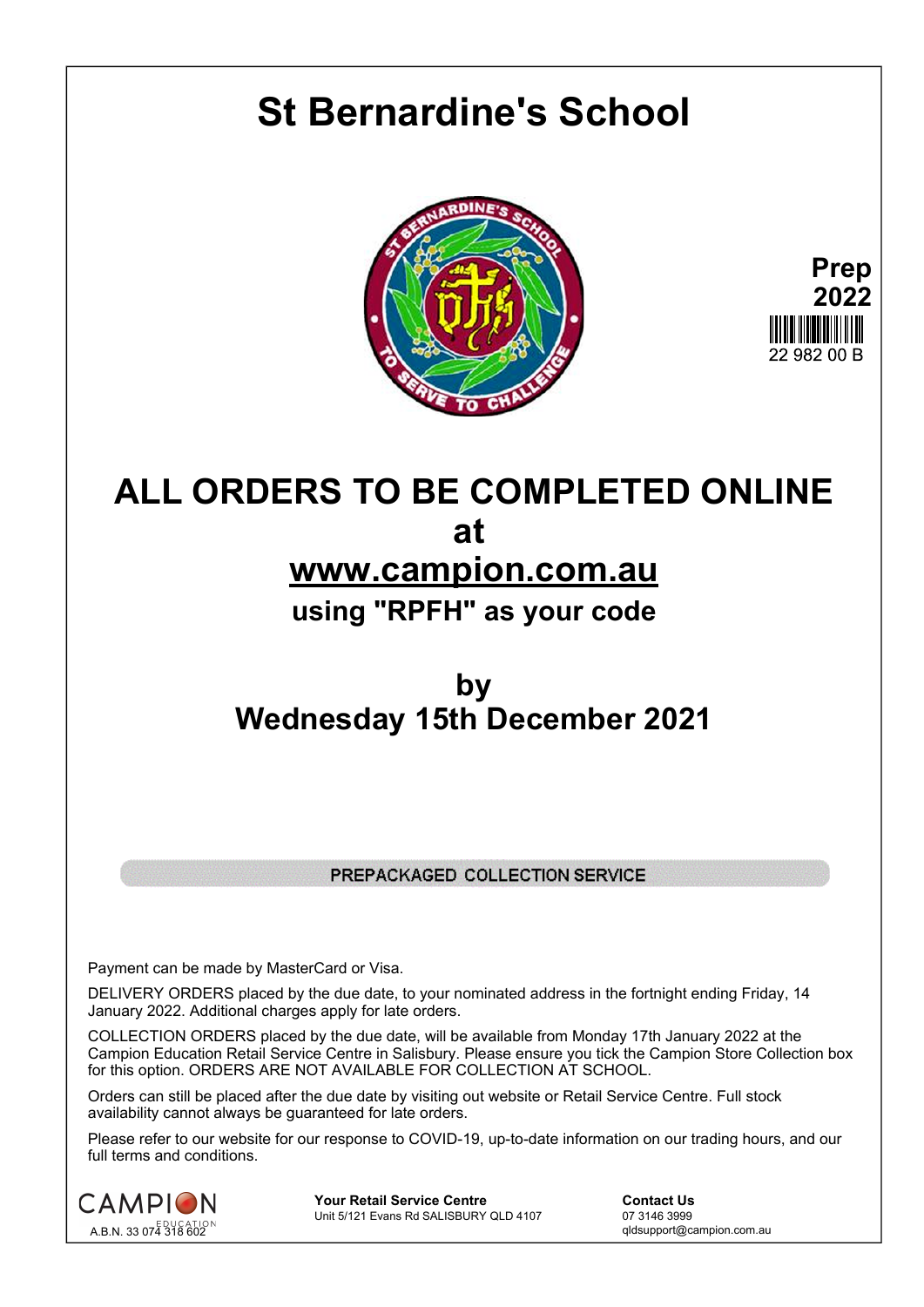# St Bernardine's School

**Prep**
**2022**

22 982 00 B

## ALL ORDERS TO BE COMPLETED ONLINE
## at
## www.campion.com.au
### using "RPFH" as your code

## by
## Wednesday 15th December 2021

PREPACKAGED COLLECTION SERVICE

Payment can be made by MasterCard or Visa.

DELIVERY ORDERS placed by the due date, to your nominated address in the fortnight ending Friday, 14 January 2022. Additional charges apply for late orders.

COLLECTION ORDERS placed by the due date, will be available from Monday 17th January 2022 at the Campion Education Retail Service Centre in Salisbury. Please ensure you tick the Campion Store Collection box for this option. ORDERS ARE NOT AVAILABLE FOR COLLECTION AT SCHOOL.

Orders can still be placed after the due date by visiting out website or Retail Service Centre. Full stock availability cannot always be guaranteed for late orders.

Please refer to our website for our response to COVID-19, up-to-date information on our trading hours, and our full terms and conditions.

CAMPION EDUCATION
A.B.N. 33 074 318 602

**Your Retail Service Centre**
Unit 5/121 Evans Rd SALISBURY QLD 4107

**Contact Us**
07 3146 3999
qldsupport@campion.com.au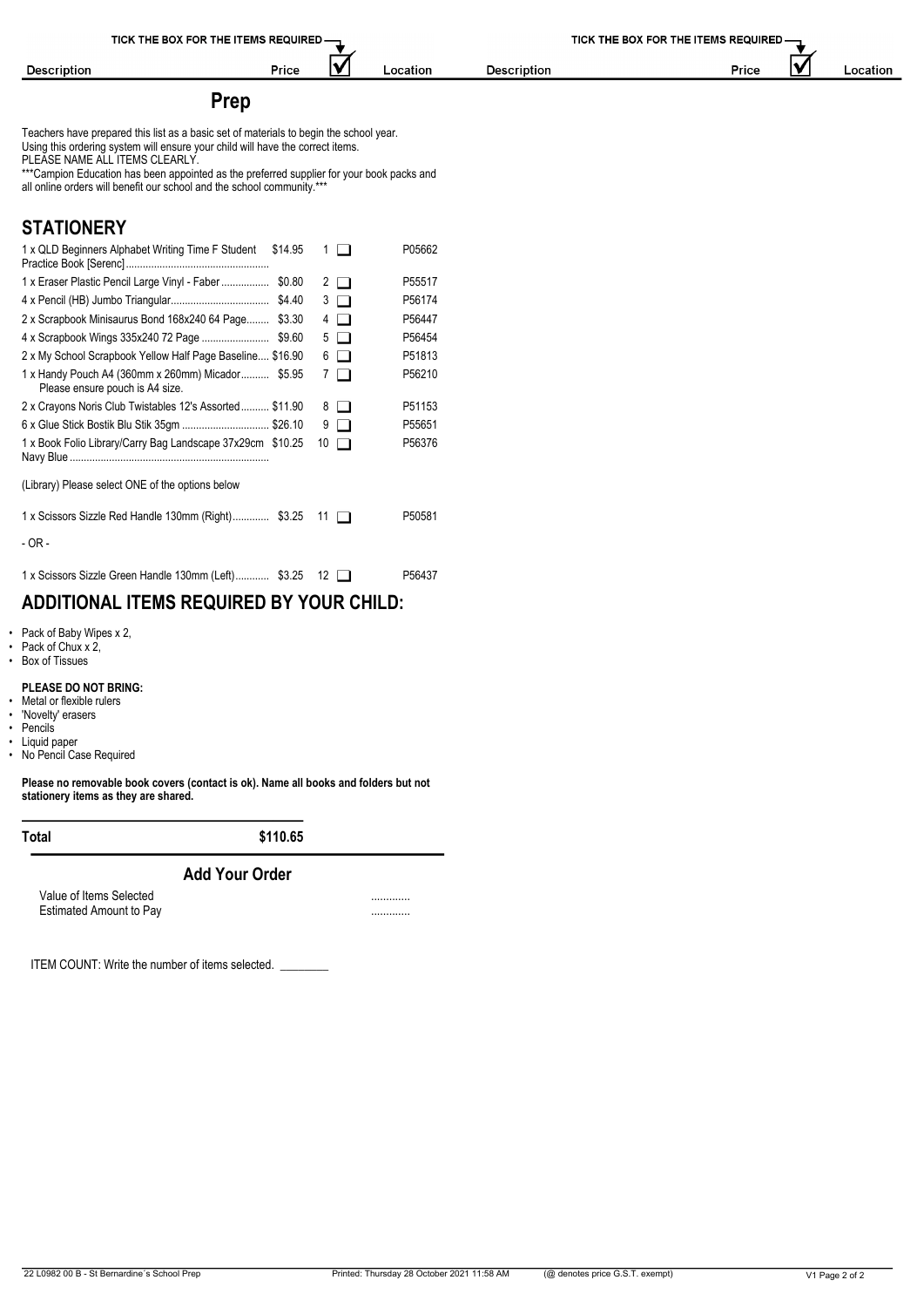## Prep

Teachers have prepared this list as a basic set of materials to begin the school year.
Using this ordering system will ensure your child will have the correct items.
PLEASE NAME ALL ITEMS CLEARLY.
***Campion Education has been appointed as the preferred supplier for your book packs and all online orders will benefit our school and the school community.***

## STATIONERY

| Description | Price | ☑ | Location |
| --- | --- | --- | --- |
| 1 x QLD Beginners Alphabet Writing Time F Student Practice Book [Serenc] | $14.95 | 1 ☐ | P05662 |
| 1 x Eraser Plastic Pencil Large Vinyl - Faber | $0.80 | 2 ☐ | P55517 |
| 4 x Pencil (HB) Jumbo Triangular | $4.40 | 3 ☐ | P56174 |
| 2 x Scrapbook Minisaurus Bond 168x240 64 Page | $3.30 | 4 ☐ | P56447 |
| 4 x Scrapbook Wings 335x240 72 Page | $9.60 | 5 ☐ | P56454 |
| 2 x My School Scrapbook Yellow Half Page Baseline | $16.90 | 6 ☐ | P51813 |
| 1 x Handy Pouch A4 (360mm x 260mm) Micador<br>Please ensure pouch is A4 size. | $5.95 | 7 ☐ | P56210 |
| 2 x Crayons Noris Club Twistables 12's Assorted | $11.90 | 8 ☐ | P51153 |
| 6 x Glue Stick Bostik Blu Stik 35gm | $26.10 | 9 ☐ | P55651 |
| 1 x Book Folio Library/Carry Bag Landscape 37x29cm Navy Blue | $10.25 | 10 ☐ | P56376 |

(Library) Please select ONE of the options below

| Description | Price | ☑ | Location |
| --- | --- | --- | --- |
| 1 x Scissors Sizzle Red Handle 130mm (Right) | $3.25 | 11 ☐ | P50581 |
| - OR - | | | |
| 1 x Scissors Sizzle Green Handle 130mm (Left) | $3.25 | 12 ☐ | P56437 |

## ADDITIONAL ITEMS REQUIRED BY YOUR CHILD:

- Pack of Baby Wipes x 2,
- Pack of Chux x 2,
- Box of Tissues

**PLEASE DO NOT BRING:**

- Metal or flexible rulers
- 'Novelty' erasers
- Pencils
- Liquid paper
- No Pencil Case Required

**Please no removable book covers (contact is ok). Name all books and folders but not stationery items as they are shared.**

**Total** **$110.65**

### Add Your Order

Value of Items Selected ............
Estimated Amount to Pay ............

ITEM COUNT: Write the number of items selected. ________